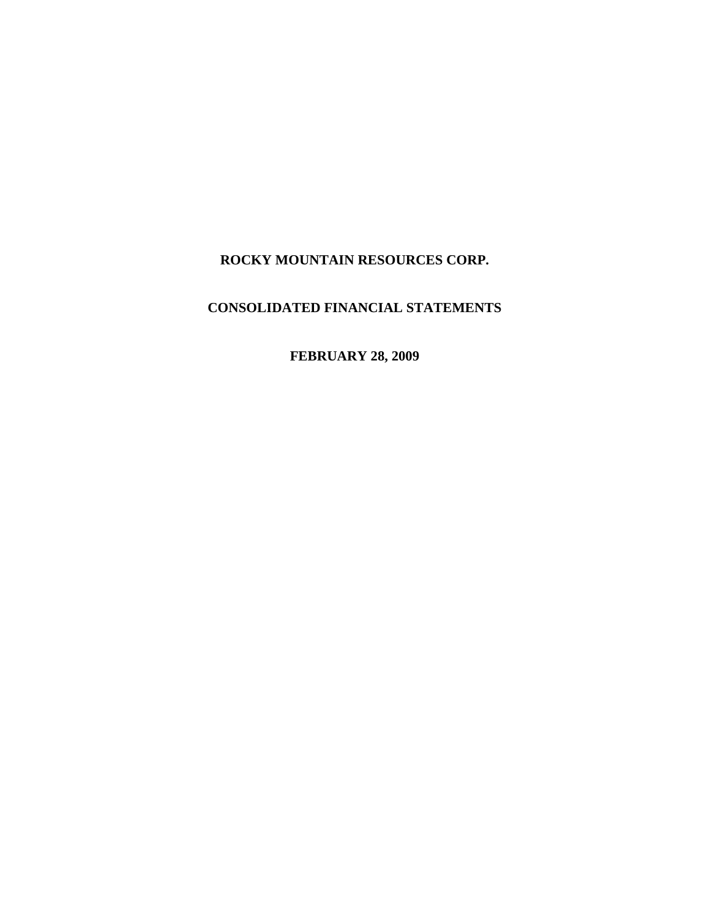# ROCKY MOUNTAIN RESOURCES CORP.

## CONSOLIDATED FINANCIAL STATEMENTS

### FEBRUARY 28, 2009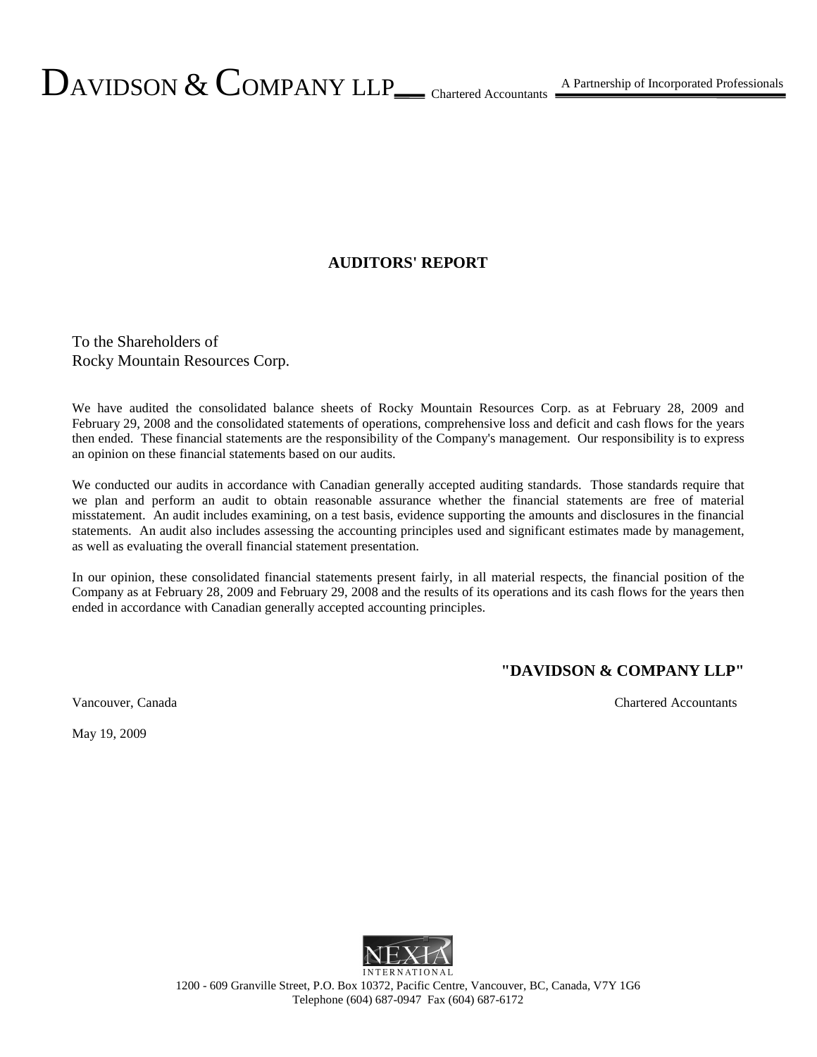DAVIDSON & COMPANY LLP Chartered Accountants — A Partnership of Incorporated Professionals

## AUDITORS' REPORT

To the Shareholders of
Rocky Mountain Resources Corp.

We have audited the consolidated balance sheets of Rocky Mountain Resources Corp. as at February 28, 2009 and February 29, 2008 and the consolidated statements of operations, comprehensive loss and deficit and cash flows for the years then ended. These financial statements are the responsibility of the Company's management. Our responsibility is to express an opinion on these financial statements based on our audits.

We conducted our audits in accordance with Canadian generally accepted auditing standards. Those standards require that we plan and perform an audit to obtain reasonable assurance whether the financial statements are free of material misstatement. An audit includes examining, on a test basis, evidence supporting the amounts and disclosures in the financial statements. An audit also includes assessing the accounting principles used and significant estimates made by management, as well as evaluating the overall financial statement presentation.

In our opinion, these consolidated financial statements present fairly, in all material respects, the financial position of the Company as at February 28, 2009 and February 29, 2008 and the results of its operations and its cash flows for the years then ended in accordance with Canadian generally accepted accounting principles.

**"DAVIDSON & COMPANY LLP"**

Vancouver, Canada — Chartered Accountants

May 19, 2009

NEXIA INTERNATIONAL

1200 - 609 Granville Street, P.O. Box 10372, Pacific Centre, Vancouver, BC, Canada, V7Y 1G6
Telephone (604) 687-0947 Fax (604) 687-6172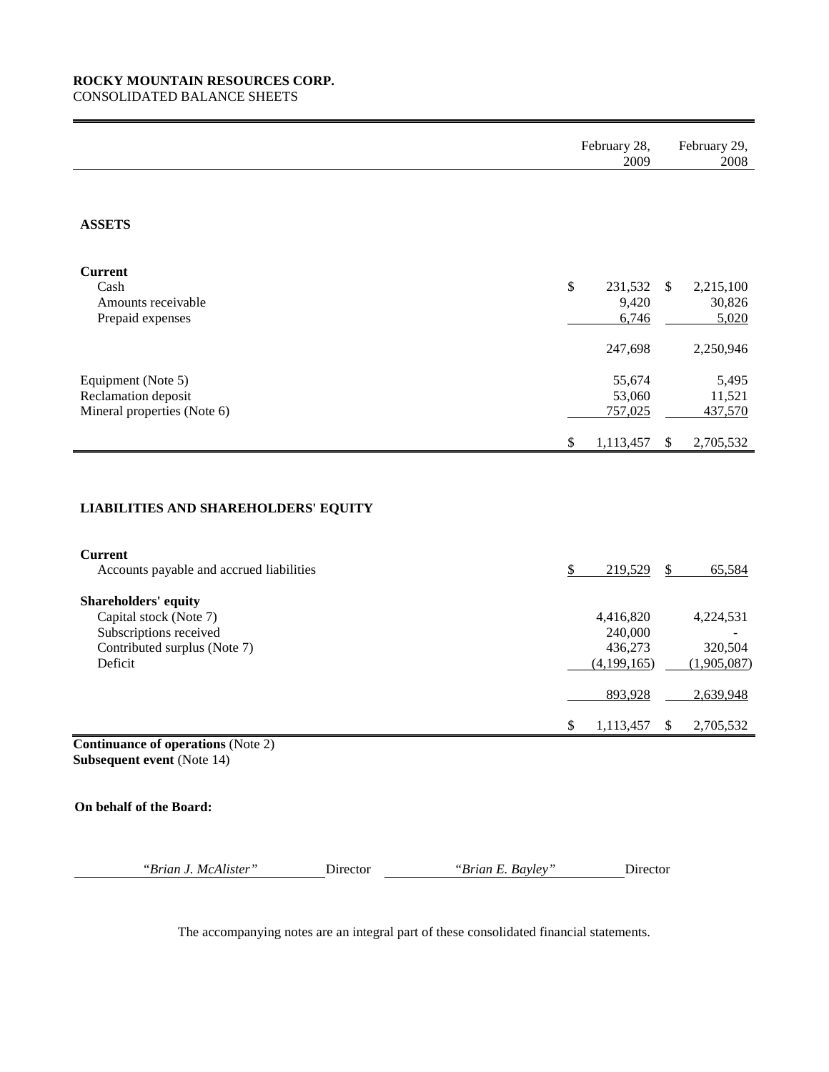**ROCKY MOUNTAIN RESOURCES CORP.**
CONSOLIDATED BALANCE SHEETS

| | February 28, 2009 | February 29, 2008 |
|---|---|---|
| **ASSETS** | | |
| **Current** | | |
| Cash | $ 231,532 | $ 2,215,100 |
| Amounts receivable | 9,420 | 30,826 |
| Prepaid expenses | 6,746 | 5,020 |
| | 247,698 | 2,250,946 |
| Equipment (Note 5) | 55,674 | 5,495 |
| Reclamation deposit | 53,060 | 11,521 |
| Mineral properties (Note 6) | 757,025 | 437,570 |
| | $ 1,113,457 | $ 2,705,532 |
| **LIABILITIES AND SHAREHOLDERS' EQUITY** | | |
| **Current** | | |
| Accounts payable and accrued liabilities | $ 219,529 | $ 65,584 |
| **Shareholders' equity** | | |
| Capital stock (Note 7) | 4,416,820 | 4,224,531 |
| Subscriptions received | 240,000 | - |
| Contributed surplus (Note 7) | 436,273 | 320,504 |
| Deficit | (4,199,165) | (1,905,087) |
| | 893,928 | 2,639,948 |
| | $ 1,113,457 | $ 2,705,532 |

**Continuance of operations** (Note 2)
**Subsequent event** (Note 14)

**On behalf of the Board:**

*"Brian J. McAlister"* Director    *"Brian E. Bayley"* Director

The accompanying notes are an integral part of these consolidated financial statements.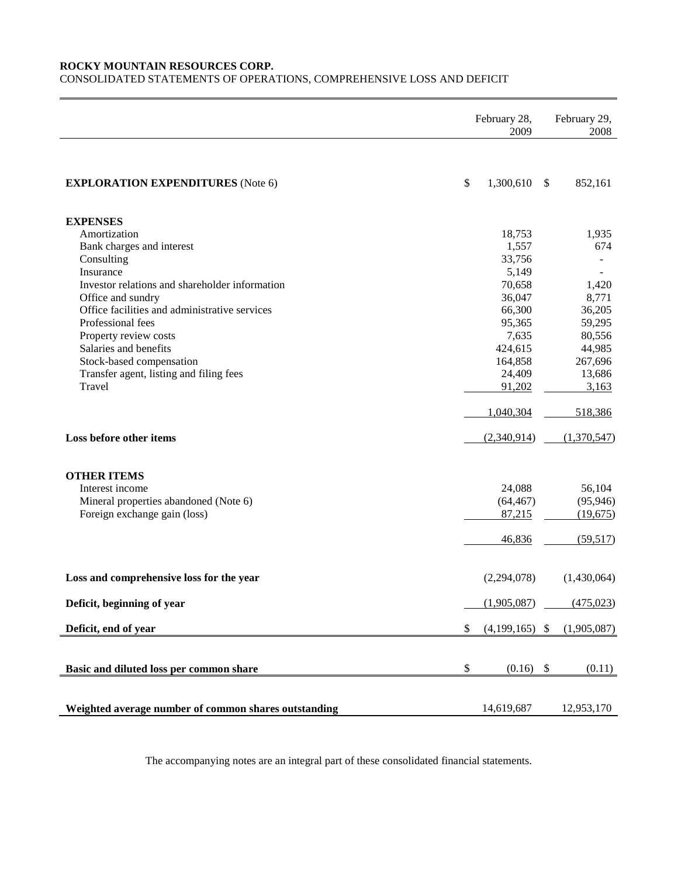**ROCKY MOUNTAIN RESOURCES CORP.**
CONSOLIDATED STATEMENTS OF OPERATIONS, COMPREHENSIVE LOSS AND DEFICIT

| | February 28, 2009 | February 29, 2008 |
|---|---|---|
| **EXPLORATION EXPENDITURES** (Note 6) | $ 1,300,610 | $ 852,161 |
| **EXPENSES** | | |
| Amortization | 18,753 | 1,935 |
| Bank charges and interest | 1,557 | 674 |
| Consulting | 33,756 | - |
| Insurance | 5,149 | - |
| Investor relations and shareholder information | 70,658 | 1,420 |
| Office and sundry | 36,047 | 8,771 |
| Office facilities and administrative services | 66,300 | 36,205 |
| Professional fees | 95,365 | 59,295 |
| Property review costs | 7,635 | 80,556 |
| Salaries and benefits | 424,615 | 44,985 |
| Stock-based compensation | 164,858 | 267,696 |
| Transfer agent, listing and filing fees | 24,409 | 13,686 |
| Travel | 91,202 | 3,163 |
| | 1,040,304 | 518,386 |
| **Loss before other items** | (2,340,914) | (1,370,547) |
| **OTHER ITEMS** | | |
| Interest income | 24,088 | 56,104 |
| Mineral properties abandoned (Note 6) | (64,467) | (95,946) |
| Foreign exchange gain (loss) | 87,215 | (19,675) |
| | 46,836 | (59,517) |
| **Loss and comprehensive loss for the year** | (2,294,078) | (1,430,064) |
| **Deficit, beginning of year** | (1,905,087) | (475,023) |
| **Deficit, end of year** | $ (4,199,165) | $ (1,905,087) |
| **Basic and diluted loss per common share** | $ (0.16) | $ (0.11) |
| **Weighted average number of common shares outstanding** | 14,619,687 | 12,953,170 |

The accompanying notes are an integral part of these consolidated financial statements.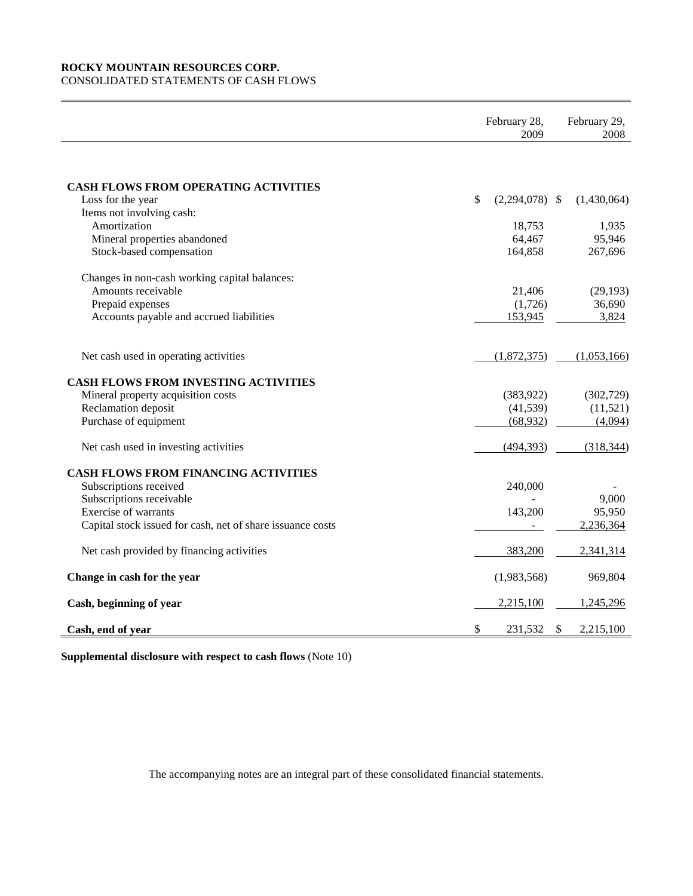**ROCKY MOUNTAIN RESOURCES CORP.**
CONSOLIDATED STATEMENTS OF CASH FLOWS

| | February 28, 2009 | February 29, 2008 |
|---|---|---|
| **CASH FLOWS FROM OPERATING ACTIVITIES** | | |
| Loss for the year | $ (2,294,078) | $ (1,430,064) |
| Items not involving cash: | | |
| Amortization | 18,753 | 1,935 |
| Mineral properties abandoned | 64,467 | 95,946 |
| Stock-based compensation | 164,858 | 267,696 |
| Changes in non-cash working capital balances: | | |
| Amounts receivable | 21,406 | (29,193) |
| Prepaid expenses | (1,726) | 36,690 |
| Accounts payable and accrued liabilities | 153,945 | 3,824 |
| Net cash used in operating activities | (1,872,375) | (1,053,166) |
| **CASH FLOWS FROM INVESTING ACTIVITIES** | | |
| Mineral property acquisition costs | (383,922) | (302,729) |
| Reclamation deposit | (41,539) | (11,521) |
| Purchase of equipment | (68,932) | (4,094) |
| Net cash used in investing activities | (494,393) | (318,344) |
| **CASH FLOWS FROM FINANCING ACTIVITIES** | | |
| Subscriptions received | 240,000 | - |
| Subscriptions receivable | - | 9,000 |
| Exercise of warrants | 143,200 | 95,950 |
| Capital stock issued for cash, net of share issuance costs | - | 2,236,364 |
| Net cash provided by financing activities | 383,200 | 2,341,314 |
| **Change in cash for the year** | (1,983,568) | 969,804 |
| **Cash, beginning of year** | 2,215,100 | 1,245,296 |
| **Cash, end of year** | $ 231,532 | $ 2,215,100 |

**Supplemental disclosure with respect to cash flows** (Note 10)

The accompanying notes are an integral part of these consolidated financial statements.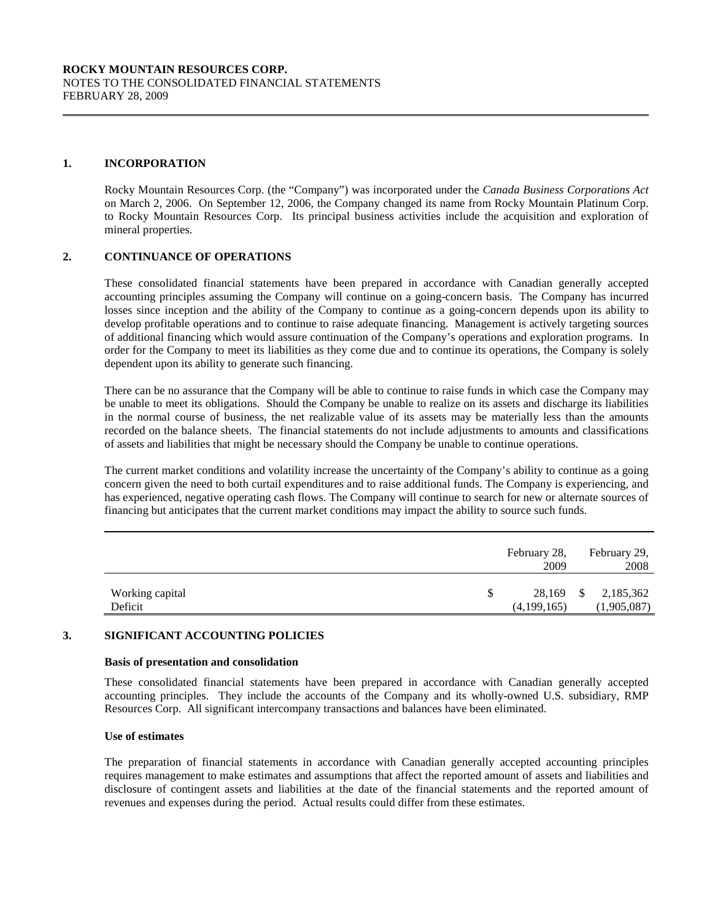**ROCKY MOUNTAIN RESOURCES CORP.**
NOTES TO THE CONSOLIDATED FINANCIAL STATEMENTS
FEBRUARY 28, 2009

## 1. INCORPORATION

Rocky Mountain Resources Corp. (the "Company") was incorporated under the *Canada Business Corporations Act* on March 2, 2006. On September 12, 2006, the Company changed its name from Rocky Mountain Platinum Corp. to Rocky Mountain Resources Corp. Its principal business activities include the acquisition and exploration of mineral properties.

## 2. CONTINUANCE OF OPERATIONS

These consolidated financial statements have been prepared in accordance with Canadian generally accepted accounting principles assuming the Company will continue on a going-concern basis. The Company has incurred losses since inception and the ability of the Company to continue as a going-concern depends upon its ability to develop profitable operations and to continue to raise adequate financing. Management is actively targeting sources of additional financing which would assure continuation of the Company's operations and exploration programs. In order for the Company to meet its liabilities as they come due and to continue its operations, the Company is solely dependent upon its ability to generate such financing.

There can be no assurance that the Company will be able to continue to raise funds in which case the Company may be unable to meet its obligations. Should the Company be unable to realize on its assets and discharge its liabilities in the normal course of business, the net realizable value of its assets may be materially less than the amounts recorded on the balance sheets. The financial statements do not include adjustments to amounts and classifications of assets and liabilities that might be necessary should the Company be unable to continue operations.

The current market conditions and volatility increase the uncertainty of the Company's ability to continue as a going concern given the need to both curtail expenditures and to raise additional funds. The Company is experiencing, and has experienced, negative operating cash flows. The Company will continue to search for new or alternate sources of financing but anticipates that the current market conditions may impact the ability to source such funds.

| | February 28, 2009 | February 29, 2008 |
|---|---|---|
| Working capital | $ 28,169 | $ 2,185,362 |
| Deficit | (4,199,165) | (1,905,087) |

## 3. SIGNIFICANT ACCOUNTING POLICIES

**Basis of presentation and consolidation**

These consolidated financial statements have been prepared in accordance with Canadian generally accepted accounting principles. They include the accounts of the Company and its wholly-owned U.S. subsidiary, RMP Resources Corp. All significant intercompany transactions and balances have been eliminated.

**Use of estimates**

The preparation of financial statements in accordance with Canadian generally accepted accounting principles requires management to make estimates and assumptions that affect the reported amount of assets and liabilities and disclosure of contingent assets and liabilities at the date of the financial statements and the reported amount of revenues and expenses during the period. Actual results could differ from these estimates.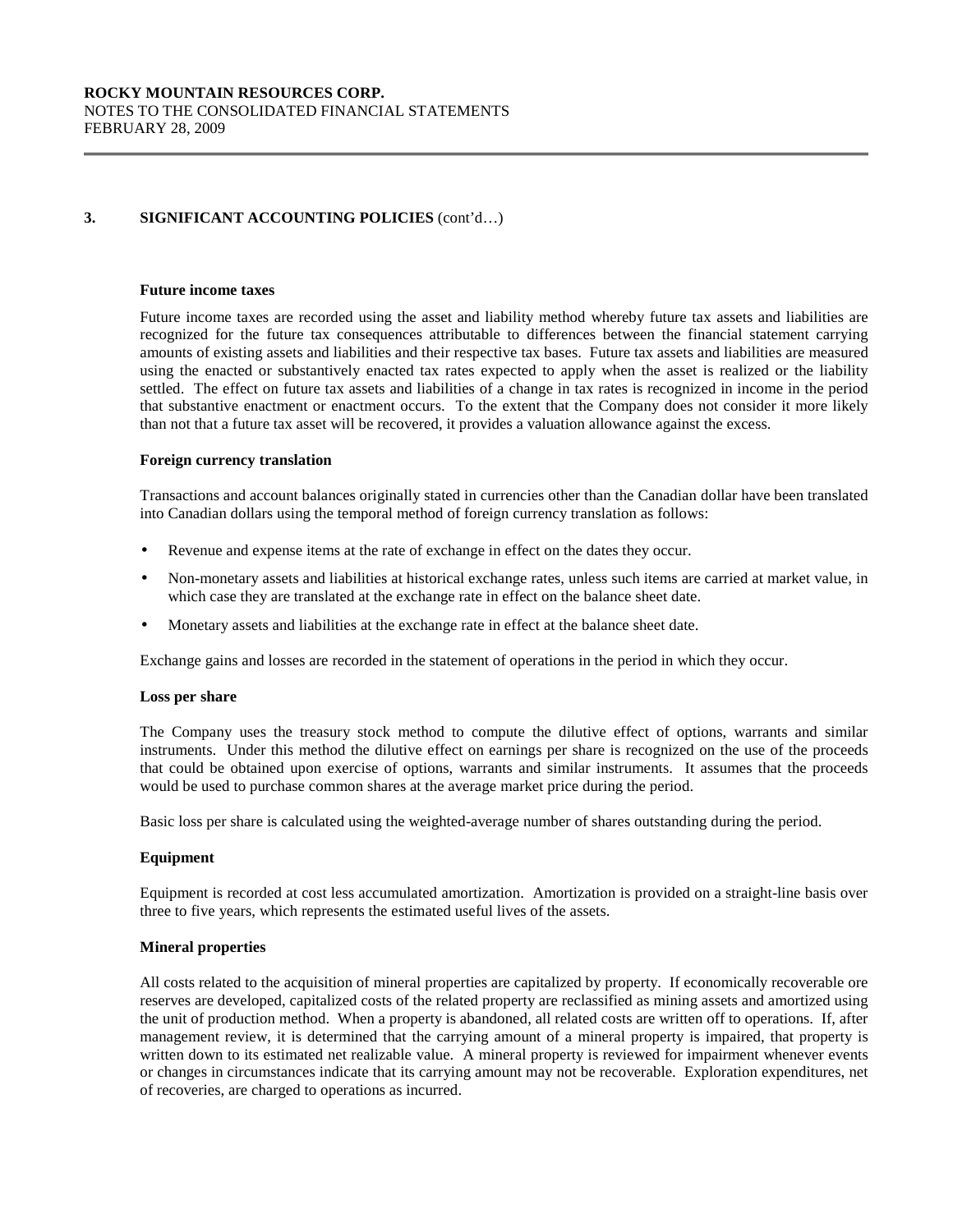## 3. SIGNIFICANT ACCOUNTING POLICIES (cont'd…)

**Future income taxes**

Future income taxes are recorded using the asset and liability method whereby future tax assets and liabilities are recognized for the future tax consequences attributable to differences between the financial statement carrying amounts of existing assets and liabilities and their respective tax bases. Future tax assets and liabilities are measured using the enacted or substantively enacted tax rates expected to apply when the asset is realized or the liability settled. The effect on future tax assets and liabilities of a change in tax rates is recognized in income in the period that substantive enactment or enactment occurs. To the extent that the Company does not consider it more likely than not that a future tax asset will be recovered, it provides a valuation allowance against the excess.

**Foreign currency translation**

Transactions and account balances originally stated in currencies other than the Canadian dollar have been translated into Canadian dollars using the temporal method of foreign currency translation as follows:

- Revenue and expense items at the rate of exchange in effect on the dates they occur.
- Non-monetary assets and liabilities at historical exchange rates, unless such items are carried at market value, in which case they are translated at the exchange rate in effect on the balance sheet date.
- Monetary assets and liabilities at the exchange rate in effect at the balance sheet date.

Exchange gains and losses are recorded in the statement of operations in the period in which they occur.

**Loss per share**

The Company uses the treasury stock method to compute the dilutive effect of options, warrants and similar instruments. Under this method the dilutive effect on earnings per share is recognized on the use of the proceeds that could be obtained upon exercise of options, warrants and similar instruments. It assumes that the proceeds would be used to purchase common shares at the average market price during the period.

Basic loss per share is calculated using the weighted-average number of shares outstanding during the period.

**Equipment**

Equipment is recorded at cost less accumulated amortization. Amortization is provided on a straight-line basis over three to five years, which represents the estimated useful lives of the assets.

**Mineral properties**

All costs related to the acquisition of mineral properties are capitalized by property. If economically recoverable ore reserves are developed, capitalized costs of the related property are reclassified as mining assets and amortized using the unit of production method. When a property is abandoned, all related costs are written off to operations. If, after management review, it is determined that the carrying amount of a mineral property is impaired, that property is written down to its estimated net realizable value. A mineral property is reviewed for impairment whenever events or changes in circumstances indicate that its carrying amount may not be recoverable. Exploration expenditures, net of recoveries, are charged to operations as incurred.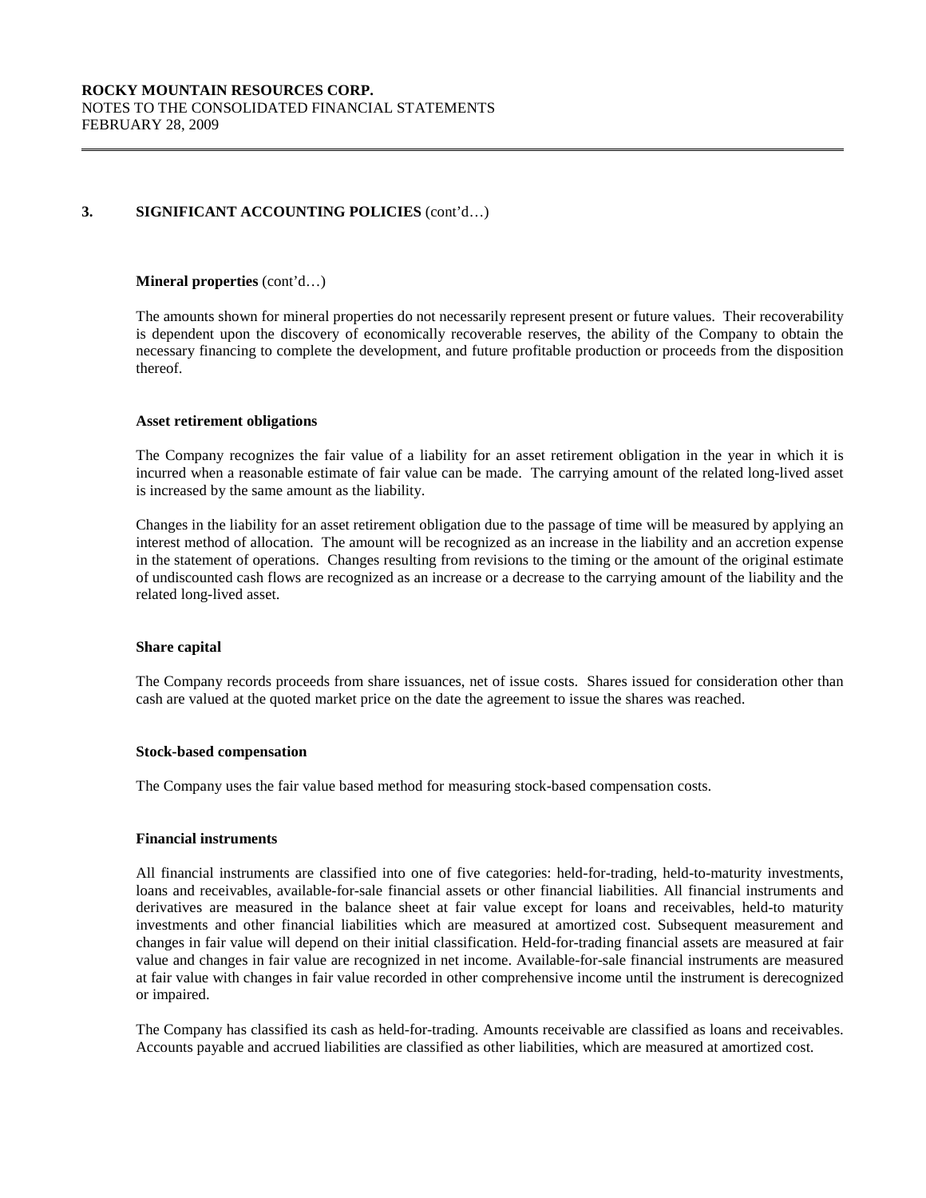## 3. SIGNIFICANT ACCOUNTING POLICIES (cont'd…)

**Mineral properties** (cont'd…)

The amounts shown for mineral properties do not necessarily represent present or future values. Their recoverability is dependent upon the discovery of economically recoverable reserves, the ability of the Company to obtain the necessary financing to complete the development, and future profitable production or proceeds from the disposition thereof.

**Asset retirement obligations**

The Company recognizes the fair value of a liability for an asset retirement obligation in the year in which it is incurred when a reasonable estimate of fair value can be made. The carrying amount of the related long-lived asset is increased by the same amount as the liability.

Changes in the liability for an asset retirement obligation due to the passage of time will be measured by applying an interest method of allocation. The amount will be recognized as an increase in the liability and an accretion expense in the statement of operations. Changes resulting from revisions to the timing or the amount of the original estimate of undiscounted cash flows are recognized as an increase or a decrease to the carrying amount of the liability and the related long-lived asset.

**Share capital**

The Company records proceeds from share issuances, net of issue costs. Shares issued for consideration other than cash are valued at the quoted market price on the date the agreement to issue the shares was reached.

**Stock-based compensation**

The Company uses the fair value based method for measuring stock-based compensation costs.

**Financial instruments**

All financial instruments are classified into one of five categories: held-for-trading, held-to-maturity investments, loans and receivables, available-for-sale financial assets or other financial liabilities. All financial instruments and derivatives are measured in the balance sheet at fair value except for loans and receivables, held-to maturity investments and other financial liabilities which are measured at amortized cost. Subsequent measurement and changes in fair value will depend on their initial classification. Held-for-trading financial assets are measured at fair value and changes in fair value are recognized in net income. Available-for-sale financial instruments are measured at fair value with changes in fair value recorded in other comprehensive income until the instrument is derecognized or impaired.

The Company has classified its cash as held-for-trading. Amounts receivable are classified as loans and receivables. Accounts payable and accrued liabilities are classified as other liabilities, which are measured at amortized cost.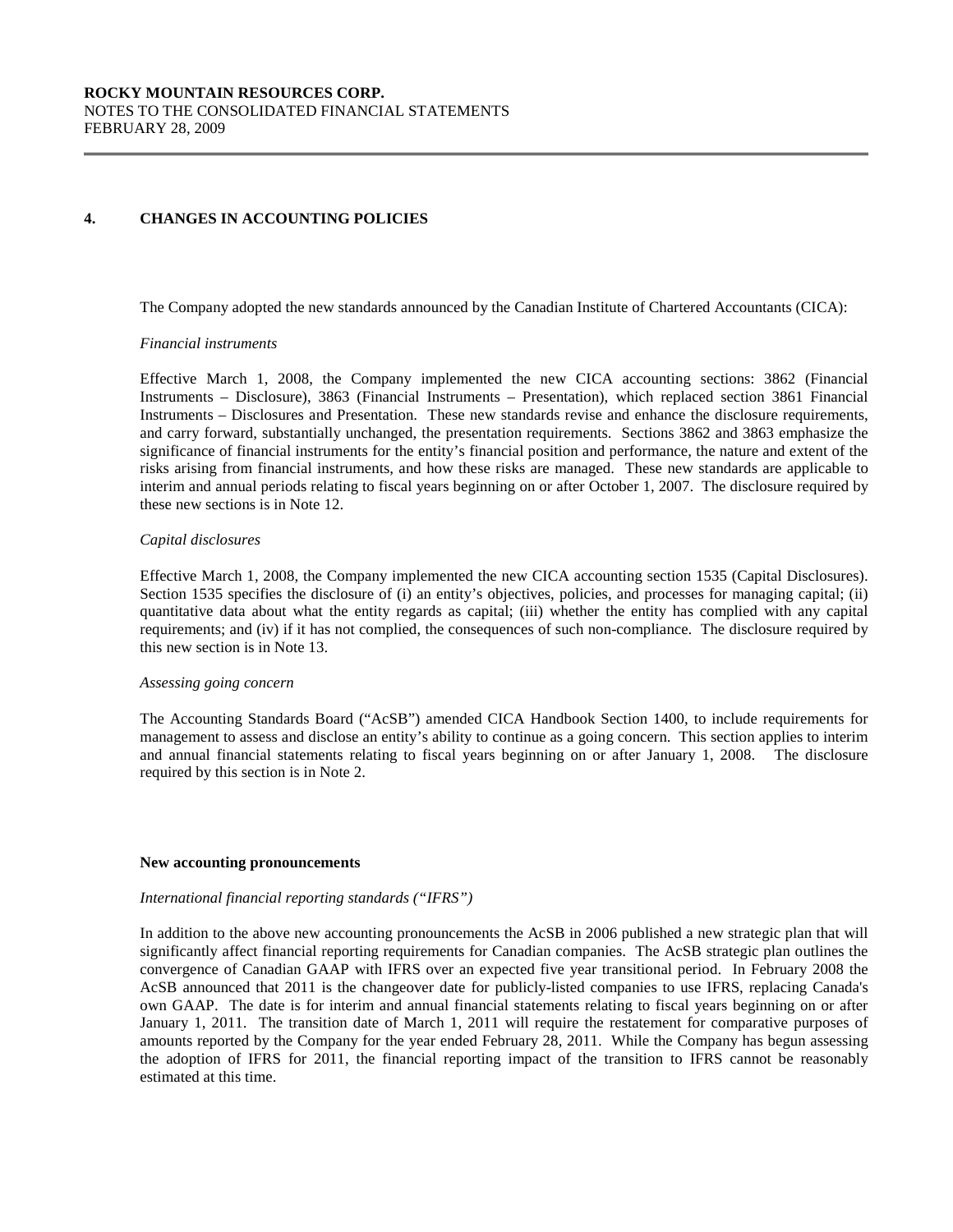## 4. CHANGES IN ACCOUNTING POLICIES

The Company adopted the new standards announced by the Canadian Institute of Chartered Accountants (CICA):

*Financial instruments*

Effective March 1, 2008, the Company implemented the new CICA accounting sections: 3862 (Financial Instruments – Disclosure), 3863 (Financial Instruments – Presentation), which replaced section 3861 Financial Instruments – Disclosures and Presentation. These new standards revise and enhance the disclosure requirements, and carry forward, substantially unchanged, the presentation requirements. Sections 3862 and 3863 emphasize the significance of financial instruments for the entity's financial position and performance, the nature and extent of the risks arising from financial instruments, and how these risks are managed. These new standards are applicable to interim and annual periods relating to fiscal years beginning on or after October 1, 2007. The disclosure required by these new sections is in Note 12.

*Capital disclosures*

Effective March 1, 2008, the Company implemented the new CICA accounting section 1535 (Capital Disclosures). Section 1535 specifies the disclosure of (i) an entity's objectives, policies, and processes for managing capital; (ii) quantitative data about what the entity regards as capital; (iii) whether the entity has complied with any capital requirements; and (iv) if it has not complied, the consequences of such non-compliance. The disclosure required by this new section is in Note 13.

*Assessing going concern*

The Accounting Standards Board ("AcSB") amended CICA Handbook Section 1400, to include requirements for management to assess and disclose an entity's ability to continue as a going concern. This section applies to interim and annual financial statements relating to fiscal years beginning on or after January 1, 2008. The disclosure required by this section is in Note 2.

**New accounting pronouncements**

*International financial reporting standards ("IFRS")*

In addition to the above new accounting pronouncements the AcSB in 2006 published a new strategic plan that will significantly affect financial reporting requirements for Canadian companies. The AcSB strategic plan outlines the convergence of Canadian GAAP with IFRS over an expected five year transitional period. In February 2008 the AcSB announced that 2011 is the changeover date for publicly-listed companies to use IFRS, replacing Canada's own GAAP. The date is for interim and annual financial statements relating to fiscal years beginning on or after January 1, 2011. The transition date of March 1, 2011 will require the restatement for comparative purposes of amounts reported by the Company for the year ended February 28, 2011. While the Company has begun assessing the adoption of IFRS for 2011, the financial reporting impact of the transition to IFRS cannot be reasonably estimated at this time.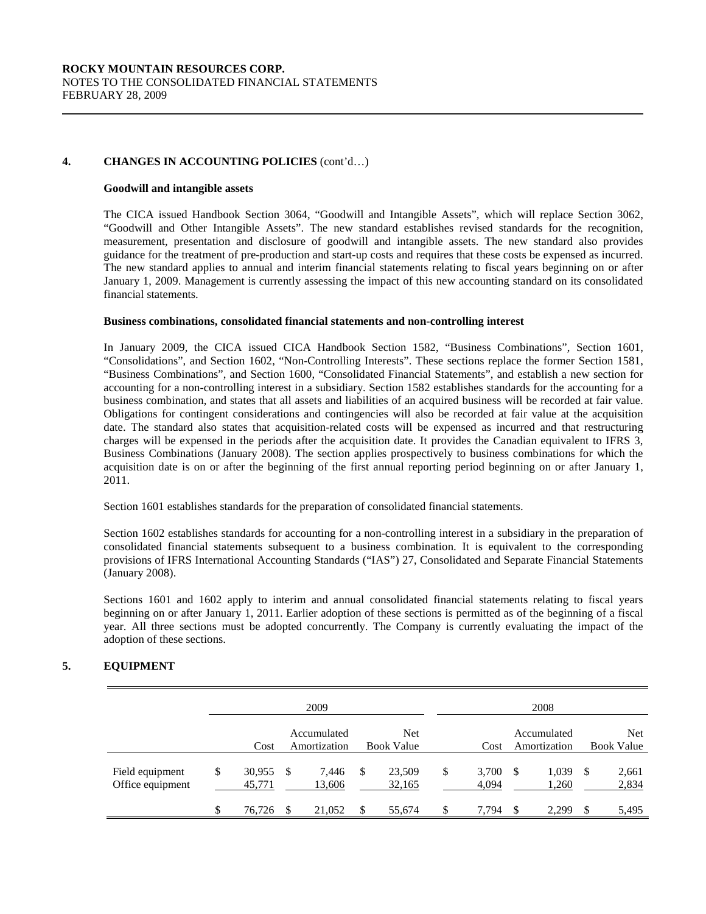## 4. CHANGES IN ACCOUNTING POLICIES (cont'd…)

**Goodwill and intangible assets**

The CICA issued Handbook Section 3064, "Goodwill and Intangible Assets", which will replace Section 3062, "Goodwill and Other Intangible Assets". The new standard establishes revised standards for the recognition, measurement, presentation and disclosure of goodwill and intangible assets. The new standard also provides guidance for the treatment of pre-production and start-up costs and requires that these costs be expensed as incurred. The new standard applies to annual and interim financial statements relating to fiscal years beginning on or after January 1, 2009. Management is currently assessing the impact of this new accounting standard on its consolidated financial statements.

**Business combinations, consolidated financial statements and non-controlling interest**

In January 2009, the CICA issued CICA Handbook Section 1582, "Business Combinations", Section 1601, "Consolidations", and Section 1602, "Non-Controlling Interests". These sections replace the former Section 1581, "Business Combinations", and Section 1600, "Consolidated Financial Statements", and establish a new section for accounting for a non-controlling interest in a subsidiary. Section 1582 establishes standards for the accounting for a business combination, and states that all assets and liabilities of an acquired business will be recorded at fair value. Obligations for contingent considerations and contingencies will also be recorded at fair value at the acquisition date. The standard also states that acquisition-related costs will be expensed as incurred and that restructuring charges will be expensed in the periods after the acquisition date. It provides the Canadian equivalent to IFRS 3, Business Combinations (January 2008). The section applies prospectively to business combinations for which the acquisition date is on or after the beginning of the first annual reporting period beginning on or after January 1, 2011.

Section 1601 establishes standards for the preparation of consolidated financial statements.

Section 1602 establishes standards for accounting for a non-controlling interest in a subsidiary in the preparation of consolidated financial statements subsequent to a business combination. It is equivalent to the corresponding provisions of IFRS International Accounting Standards ("IAS") 27, Consolidated and Separate Financial Statements (January 2008).

Sections 1601 and 1602 apply to interim and annual consolidated financial statements relating to fiscal years beginning on or after January 1, 2011. Earlier adoption of these sections is permitted as of the beginning of a fiscal year. All three sections must be adopted concurrently. The Company is currently evaluating the impact of the adoption of these sections.

## 5. EQUIPMENT

| | 2009 | | | 2008 | | |
|---|---|---|---|---|---|---|
| | Cost | Accumulated Amortization | Net Book Value | Cost | Accumulated Amortization | Net Book Value |
| Field equipment | $ 30,955 | $ 7,446 | $ 23,509 | $ 3,700 | $ 1,039 | $ 2,661 |
| Office equipment | 45,771 | 13,606 | 32,165 | 4,094 | 1,260 | 2,834 |
| | $ 76,726 | $ 21,052 | $ 55,674 | $ 7,794 | $ 2,299 | $ 5,495 |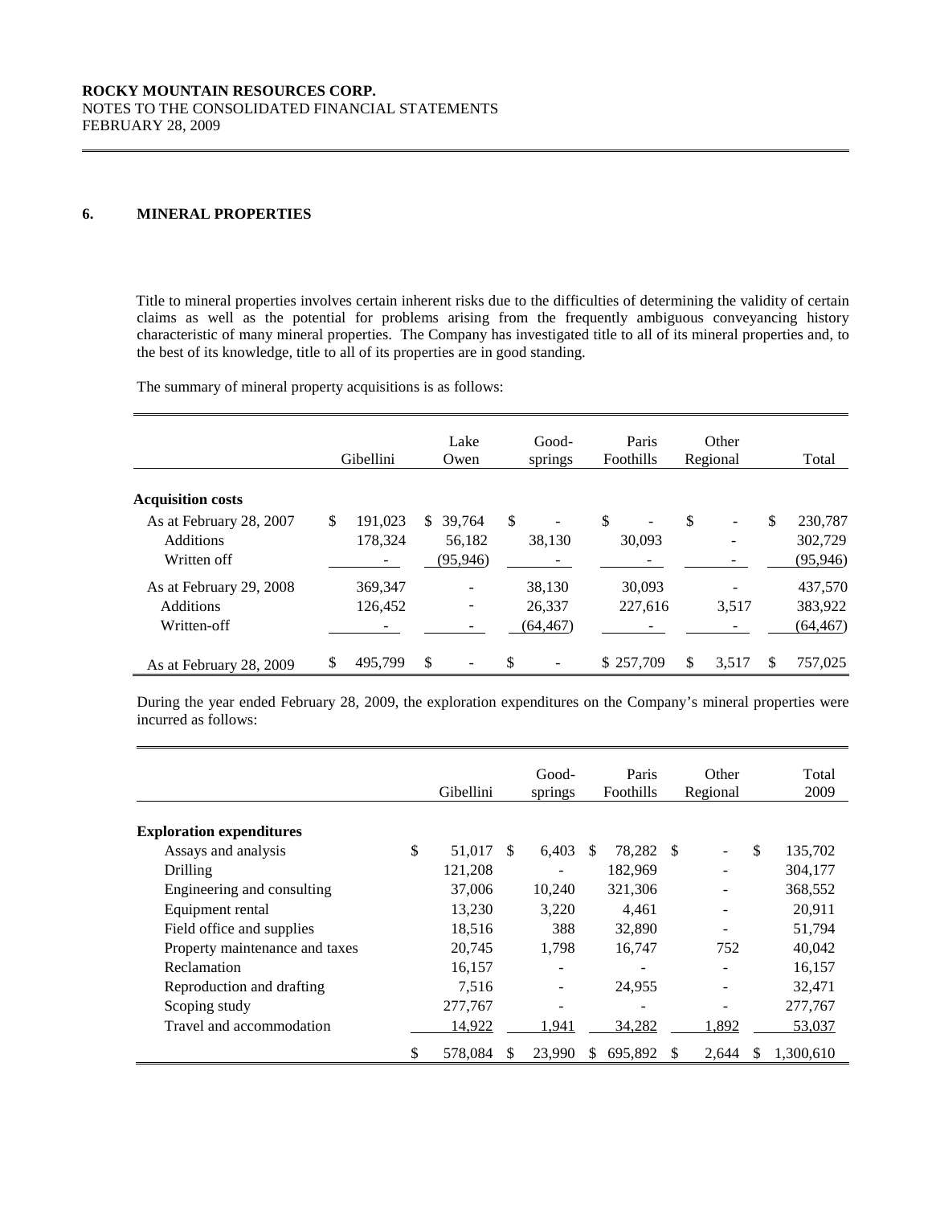## 6. MINERAL PROPERTIES

Title to mineral properties involves certain inherent risks due to the difficulties of determining the validity of certain claims as well as the potential for problems arising from the frequently ambiguous conveyancing history characteristic of many mineral properties. The Company has investigated title to all of its mineral properties and, to the best of its knowledge, title to all of its properties are in good standing.

The summary of mineral property acquisitions is as follows:

| | Gibellini | Lake Owen | Good-springs | Paris Foothills | Other Regional | Total |
|---|---|---|---|---|---|---|
| **Acquisition costs** | | | | | | |
| As at February 28, 2007 | $ 191,023 | $ 39,764 | $ - | $ - | $ - | $ 230,787 |
| Additions | 178,324 | 56,182 | 38,130 | 30,093 | - | 302,729 |
| Written off | - | (95,946) | - | - | - | (95,946) |
| As at February 29, 2008 | 369,347 | - | 38,130 | 30,093 | - | 437,570 |
| Additions | 126,452 | - | 26,337 | 227,616 | 3,517 | 383,922 |
| Written-off | - | - | (64,467) | - | - | (64,467) |
| As at February 28, 2009 | $ 495,799 | $ - | $ - | $ 257,709 | $ 3,517 | $ 757,025 |

During the year ended February 28, 2009, the exploration expenditures on the Company's mineral properties were incurred as follows:

| | Gibellini | Good-springs | Paris Foothills | Other Regional | Total 2009 |
|---|---|---|---|---|---|
| **Exploration expenditures** | | | | | |
| Assays and analysis | $ 51,017 | $ 6,403 | $ 78,282 | $ - | $ 135,702 |
| Drilling | 121,208 | - | 182,969 | - | 304,177 |
| Engineering and consulting | 37,006 | 10,240 | 321,306 | - | 368,552 |
| Equipment rental | 13,230 | 3,220 | 4,461 | - | 20,911 |
| Field office and supplies | 18,516 | 388 | 32,890 | - | 51,794 |
| Property maintenance and taxes | 20,745 | 1,798 | 16,747 | 752 | 40,042 |
| Reclamation | 16,157 | - | - | - | 16,157 |
| Reproduction and drafting | 7,516 | - | 24,955 | - | 32,471 |
| Scoping study | 277,767 | - | - | - | 277,767 |
| Travel and accommodation | 14,922 | 1,941 | 34,282 | 1,892 | 53,037 |
| | $ 578,084 | $ 23,990 | $ 695,892 | $ 2,644 | $ 1,300,610 |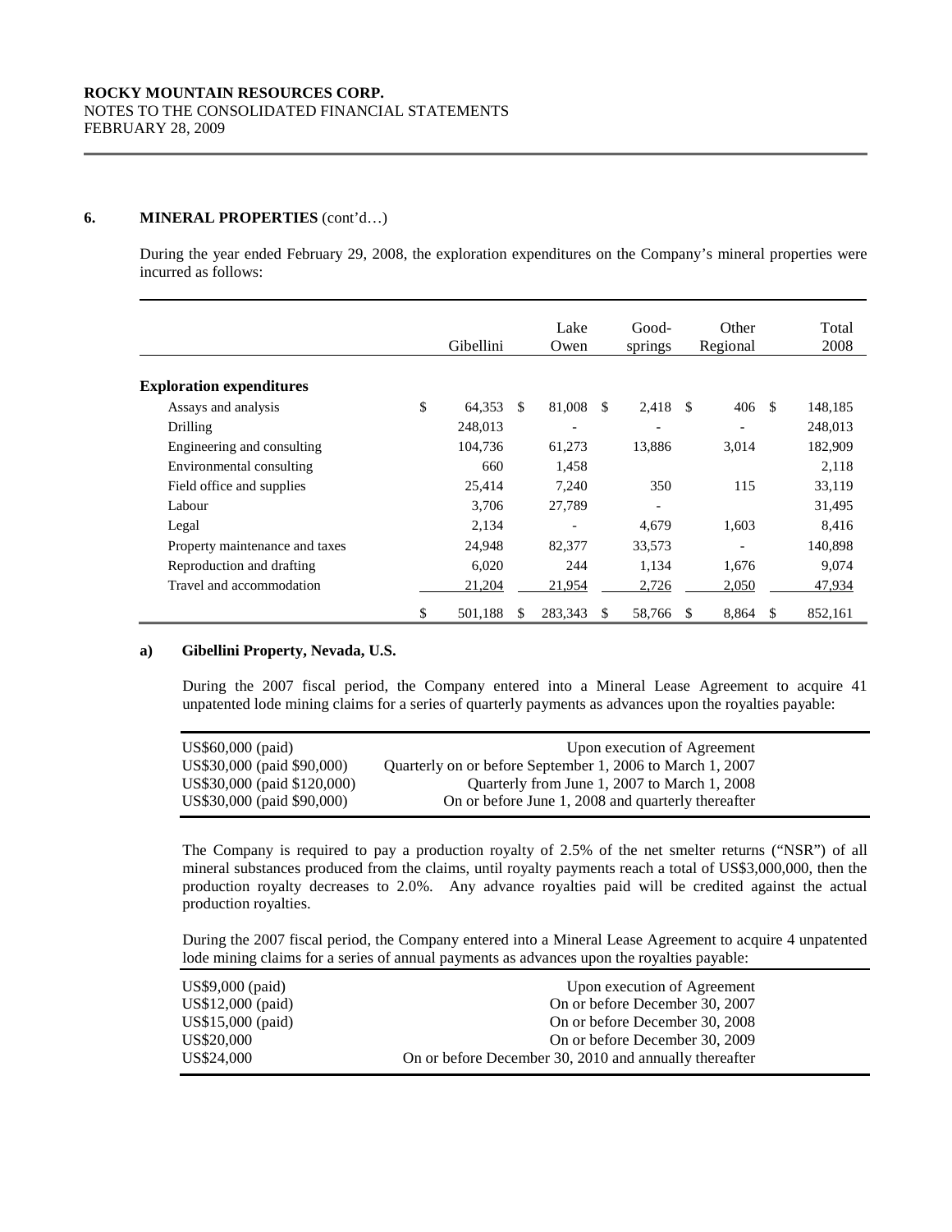## 6. MINERAL PROPERTIES (cont'd…)

During the year ended February 29, 2008, the exploration expenditures on the Company's mineral properties were incurred as follows:

| | Gibellini | Lake Owen | Good-springs | Other Regional | Total 2008 |
|---|---|---|---|---|---|
| **Exploration expenditures** | | | | | |
| Assays and analysis | $ 64,353 | $ 81,008 | $ 2,418 | $ 406 | $ 148,185 |
| Drilling | 248,013 | - | - | - | 248,013 |
| Engineering and consulting | 104,736 | 61,273 | 13,886 | 3,014 | 182,909 |
| Environmental consulting | 660 | 1,458 | | | 2,118 |
| Field office and supplies | 25,414 | 7,240 | 350 | 115 | 33,119 |
| Labour | 3,706 | 27,789 | - | | 31,495 |
| Legal | 2,134 | - | 4,679 | 1,603 | 8,416 |
| Property maintenance and taxes | 24,948 | 82,377 | 33,573 | - | 140,898 |
| Reproduction and drafting | 6,020 | 244 | 1,134 | 1,676 | 9,074 |
| Travel and accommodation | 21,204 | 21,954 | 2,726 | 2,050 | 47,934 |
| | $ 501,188 | $ 283,343 | $ 58,766 | $ 8,864 | $ 852,161 |

### a) Gibellini Property, Nevada, U.S.

During the 2007 fiscal period, the Company entered into a Mineral Lease Agreement to acquire 41 unpatented lode mining claims for a series of quarterly payments as advances upon the royalties payable:

| | |
|---|---|
| US$60,000 (paid) | Upon execution of Agreement |
| US$30,000 (paid $90,000) | Quarterly on or before September 1, 2006 to March 1, 2007 |
| US$30,000 (paid $120,000) | Quarterly from June 1, 2007 to March 1, 2008 |
| US$30,000 (paid $90,000) | On or before June 1, 2008 and quarterly thereafter |

The Company is required to pay a production royalty of 2.5% of the net smelter returns ("NSR") of all mineral substances produced from the claims, until royalty payments reach a total of US$3,000,000, then the production royalty decreases to 2.0%. Any advance royalties paid will be credited against the actual production royalties.

During the 2007 fiscal period, the Company entered into a Mineral Lease Agreement to acquire 4 unpatented lode mining claims for a series of annual payments as advances upon the royalties payable:

| | |
|---|---|
| US$9,000 (paid) | Upon execution of Agreement |
| US$12,000 (paid) | On or before December 30, 2007 |
| US$15,000 (paid) | On or before December 30, 2008 |
| US$20,000 | On or before December 30, 2009 |
| US$24,000 | On or before December 30, 2010 and annually thereafter |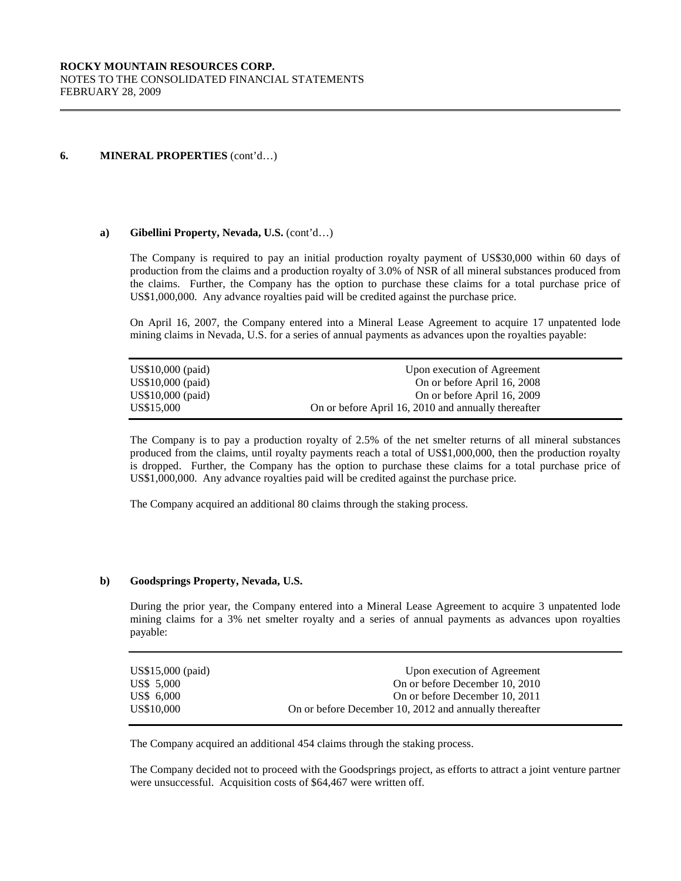## 6. MINERAL PROPERTIES (cont'd…)

### a) Gibellini Property, Nevada, U.S. (cont'd…)

The Company is required to pay an initial production royalty payment of US$30,000 within 60 days of production from the claims and a production royalty of 3.0% of NSR of all mineral substances produced from the claims. Further, the Company has the option to purchase these claims for a total purchase price of US$1,000,000. Any advance royalties paid will be credited against the purchase price.

On April 16, 2007, the Company entered into a Mineral Lease Agreement to acquire 17 unpatented lode mining claims in Nevada, U.S. for a series of annual payments as advances upon the royalties payable:

| | |
|---|---|
| US$10,000 (paid) | Upon execution of Agreement |
| US$10,000 (paid) | On or before April 16, 2008 |
| US$10,000 (paid) | On or before April 16, 2009 |
| US$15,000 | On or before April 16, 2010 and annually thereafter |

The Company is to pay a production royalty of 2.5% of the net smelter returns of all mineral substances produced from the claims, until royalty payments reach a total of US$1,000,000, then the production royalty is dropped. Further, the Company has the option to purchase these claims for a total purchase price of US$1,000,000. Any advance royalties paid will be credited against the purchase price.

The Company acquired an additional 80 claims through the staking process.

### b) Goodsprings Property, Nevada, U.S.

During the prior year, the Company entered into a Mineral Lease Agreement to acquire 3 unpatented lode mining claims for a 3% net smelter royalty and a series of annual payments as advances upon royalties payable:

| | |
|---|---|
| US$15,000 (paid) | Upon execution of Agreement |
| US$ 5,000 | On or before December 10, 2010 |
| US$ 6,000 | On or before December 10, 2011 |
| US$10,000 | On or before December 10, 2012 and annually thereafter |

The Company acquired an additional 454 claims through the staking process.

The Company decided not to proceed with the Goodsprings project, as efforts to attract a joint venture partner were unsuccessful. Acquisition costs of $64,467 were written off.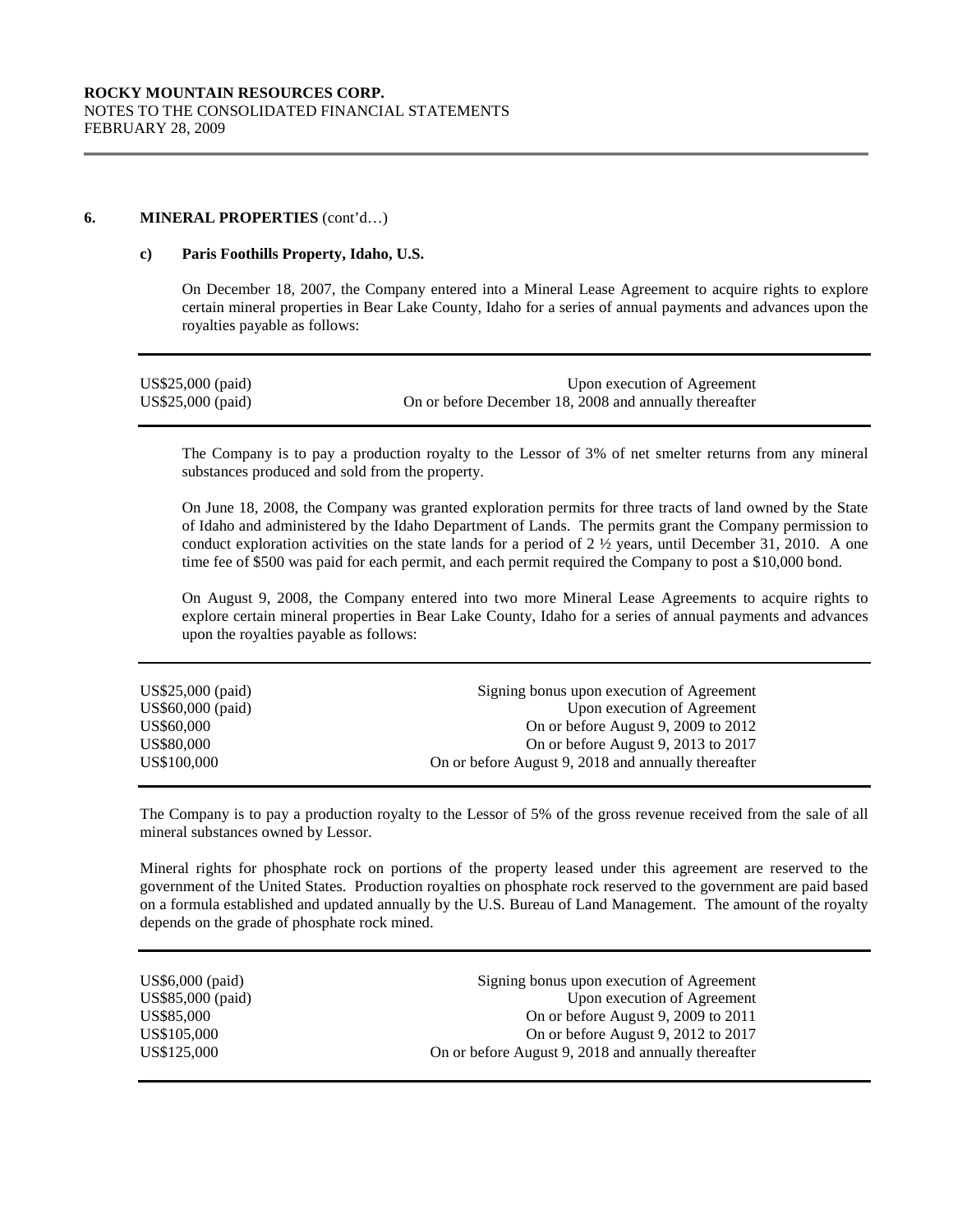ROCKY MOUNTAIN RESOURCES CORP.
NOTES TO THE CONSOLIDATED FINANCIAL STATEMENTS
FEBRUARY 28, 2009

## 6. MINERAL PROPERTIES (cont'd…)

### c) Paris Foothills Property, Idaho, U.S.

On December 18, 2007, the Company entered into a Mineral Lease Agreement to acquire rights to explore certain mineral properties in Bear Lake County, Idaho for a series of annual payments and advances upon the royalties payable as follows:

| | |
|---|---|
| US$25,000 (paid) | Upon execution of Agreement |
| US$25,000 (paid) | On or before December 18, 2008 and annually thereafter |

The Company is to pay a production royalty to the Lessor of 3% of net smelter returns from any mineral substances produced and sold from the property.

On June 18, 2008, the Company was granted exploration permits for three tracts of land owned by the State of Idaho and administered by the Idaho Department of Lands. The permits grant the Company permission to conduct exploration activities on the state lands for a period of 2 ½ years, until December 31, 2010. A one time fee of $500 was paid for each permit, and each permit required the Company to post a $10,000 bond.

On August 9, 2008, the Company entered into two more Mineral Lease Agreements to acquire rights to explore certain mineral properties in Bear Lake County, Idaho for a series of annual payments and advances upon the royalties payable as follows:

| | |
|---|---|
| US$25,000 (paid) | Signing bonus upon execution of Agreement |
| US$60,000 (paid) | Upon execution of Agreement |
| US$60,000 | On or before August 9, 2009 to 2012 |
| US$80,000 | On or before August 9, 2013 to 2017 |
| US$100,000 | On or before August 9, 2018 and annually thereafter |

The Company is to pay a production royalty to the Lessor of 5% of the gross revenue received from the sale of all mineral substances owned by Lessor.

Mineral rights for phosphate rock on portions of the property leased under this agreement are reserved to the government of the United States. Production royalties on phosphate rock reserved to the government are paid based on a formula established and updated annually by the U.S. Bureau of Land Management. The amount of the royalty depends on the grade of phosphate rock mined.

| | |
|---|---|
| US$6,000 (paid) | Signing bonus upon execution of Agreement |
| US$85,000 (paid) | Upon execution of Agreement |
| US$85,000 | On or before August 9, 2009 to 2011 |
| US$105,000 | On or before August 9, 2012 to 2017 |
| US$125,000 | On or before August 9, 2018 and annually thereafter |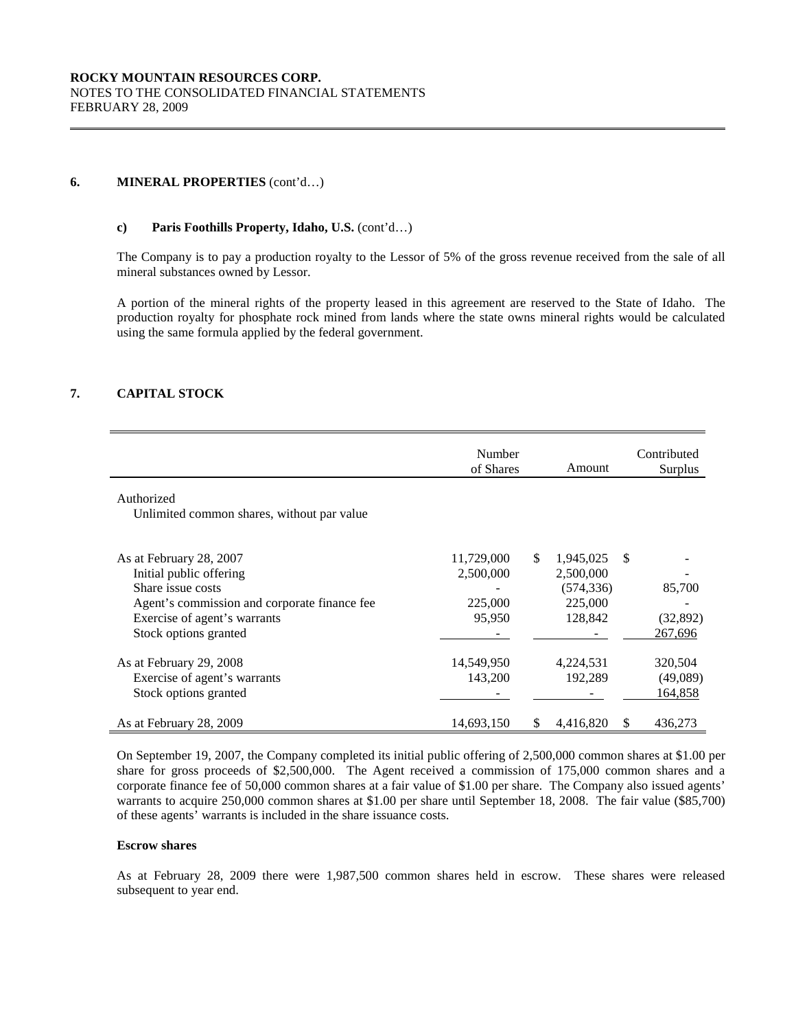**ROCKY MOUNTAIN RESOURCES CORP.**
NOTES TO THE CONSOLIDATED FINANCIAL STATEMENTS
FEBRUARY 28, 2009

## 6. MINERAL PROPERTIES (cont'd…)

### c) Paris Foothills Property, Idaho, U.S. (cont'd…)

The Company is to pay a production royalty to the Lessor of 5% of the gross revenue received from the sale of all mineral substances owned by Lessor.

A portion of the mineral rights of the property leased in this agreement are reserved to the State of Idaho. The production royalty for phosphate rock mined from lands where the state owns mineral rights would be calculated using the same formula applied by the federal government.

## 7. CAPITAL STOCK

| | Number of Shares | Amount | Contributed Surplus |
|---|---|---|---|
| Authorized | | | |
| Unlimited common shares, without par value | | | |
| As at February 28, 2007 | 11,729,000 | $ 1,945,025 | $ - |
| Initial public offering | 2,500,000 | 2,500,000 | - |
| Share issue costs | - | (574,336) | 85,700 |
| Agent's commission and corporate finance fee | 225,000 | 225,000 | - |
| Exercise of agent's warrants | 95,950 | 128,842 | (32,892) |
| Stock options granted | - | - | 267,696 |
| As at February 29, 2008 | 14,549,950 | 4,224,531 | 320,504 |
| Exercise of agent's warrants | 143,200 | 192,289 | (49,089) |
| Stock options granted | - | - | 164,858 |
| As at February 28, 2009 | 14,693,150 | $ 4,416,820 | $ 436,273 |

On September 19, 2007, the Company completed its initial public offering of 2,500,000 common shares at $1.00 per share for gross proceeds of $2,500,000. The Agent received a commission of 175,000 common shares and a corporate finance fee of 50,000 common shares at a fair value of $1.00 per share. The Company also issued agents' warrants to acquire 250,000 common shares at $1.00 per share until September 18, 2008. The fair value ($85,700) of these agents' warrants is included in the share issuance costs.

**Escrow shares**

As at February 28, 2009 there were 1,987,500 common shares held in escrow. These shares were released subsequent to year end.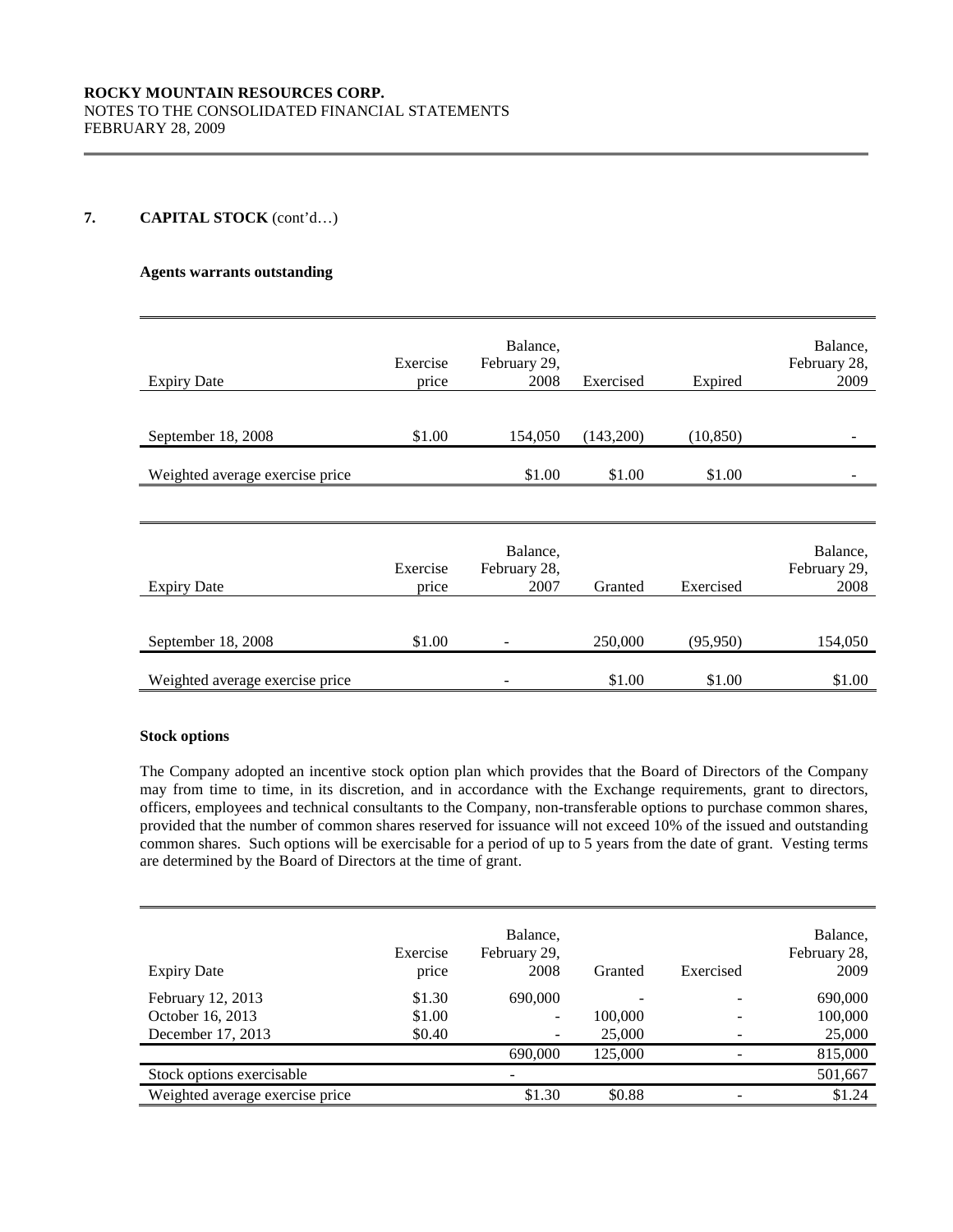## 7. CAPITAL STOCK (cont'd…)

**Agents warrants outstanding**

| Expiry Date | Exercise price | Balance, February 29, 2008 | Exercised | Expired | Balance, February 28, 2009 |
|---|---|---|---|---|---|
| September 18, 2008 | $1.00 | 154,050 | (143,200) | (10,850) | - |
| Weighted average exercise price | | $1.00 | $1.00 | $1.00 | - |

| Expiry Date | Exercise price | Balance, February 28, 2007 | Granted | Exercised | Balance, February 29, 2008 |
|---|---|---|---|---|---|
| September 18, 2008 | $1.00 | - | 250,000 | (95,950) | 154,050 |
| Weighted average exercise price | | - | $1.00 | $1.00 | $1.00 |

**Stock options**

The Company adopted an incentive stock option plan which provides that the Board of Directors of the Company may from time to time, in its discretion, and in accordance with the Exchange requirements, grant to directors, officers, employees and technical consultants to the Company, non-transferable options to purchase common shares, provided that the number of common shares reserved for issuance will not exceed 10% of the issued and outstanding common shares. Such options will be exercisable for a period of up to 5 years from the date of grant. Vesting terms are determined by the Board of Directors at the time of grant.

| Expiry Date | Exercise price | Balance, February 29, 2008 | Granted | Exercised | Balance, February 28, 2009 |
|---|---|---|---|---|---|
| February 12, 2013 | $1.30 | 690,000 | - | - | 690,000 |
| October 16, 2013 | $1.00 | - | 100,000 | - | 100,000 |
| December 17, 2013 | $0.40 | - | 25,000 | - | 25,000 |
| | | 690,000 | 125,000 | - | 815,000 |
| Stock options exercisable | | - | | | 501,667 |
| Weighted average exercise price | | $1.30 | $0.88 | - | $1.24 |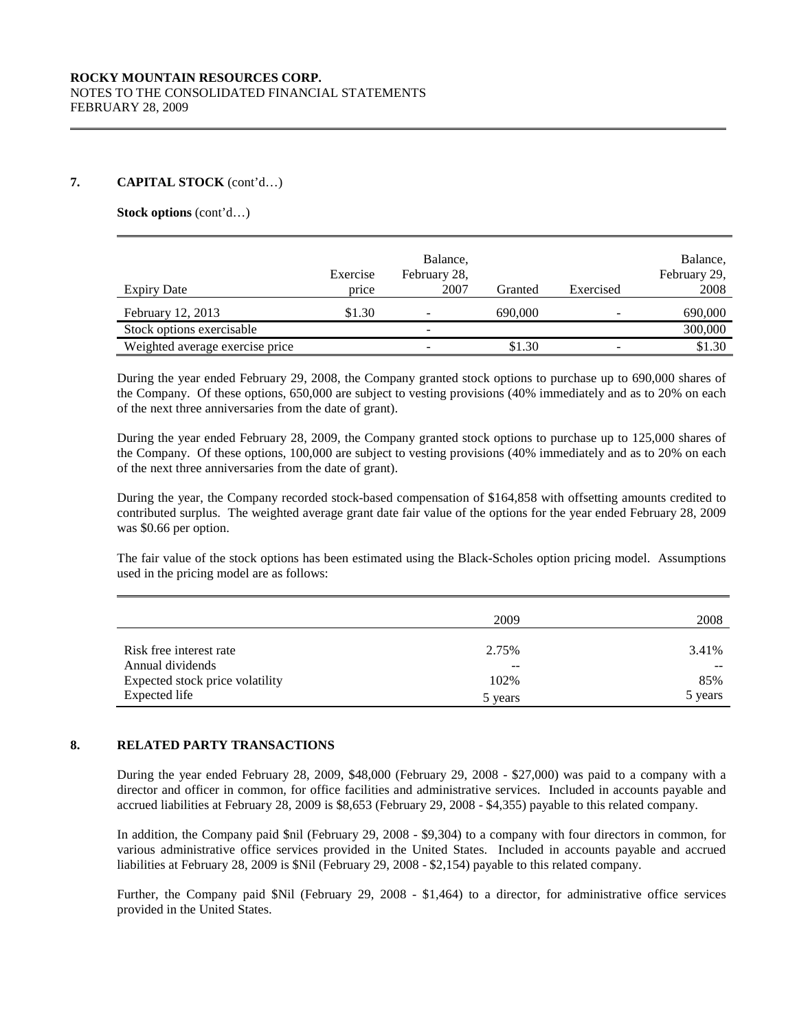ROCKY MOUNTAIN RESOURCES CORP.
NOTES TO THE CONSOLIDATED FINANCIAL STATEMENTS
FEBRUARY 28, 2009

## 7. CAPITAL STOCK (cont'd…)

**Stock options** (cont'd…)

| Expiry Date | Exercise price | Balance, February 28, 2007 | Granted | Exercised | Balance, February 29, 2008 |
|---|---|---|---|---|---|
| February 12, 2013 | $1.30 | - | 690,000 | - | 690,000 |
| Stock options exercisable | | - | | | 300,000 |
| Weighted average exercise price | | - | $1.30 | - | $1.30 |

During the year ended February 29, 2008, the Company granted stock options to purchase up to 690,000 shares of the Company. Of these options, 650,000 are subject to vesting provisions (40% immediately and as to 20% on each of the next three anniversaries from the date of grant).

During the year ended February 28, 2009, the Company granted stock options to purchase up to 125,000 shares of the Company. Of these options, 100,000 are subject to vesting provisions (40% immediately and as to 20% on each of the next three anniversaries from the date of grant).

During the year, the Company recorded stock-based compensation of $164,858 with offsetting amounts credited to contributed surplus. The weighted average grant date fair value of the options for the year ended February 28, 2009 was $0.66 per option.

The fair value of the stock options has been estimated using the Black-Scholes option pricing model. Assumptions used in the pricing model are as follows:

| | 2009 | 2008 |
|---|---|---|
| Risk free interest rate | 2.75% | 3.41% |
| Annual dividends | -- | -- |
| Expected stock price volatility | 102% | 85% |
| Expected life | 5 years | 5 years |

## 8. RELATED PARTY TRANSACTIONS

During the year ended February 28, 2009, $48,000 (February 29, 2008 - $27,000) was paid to a company with a director and officer in common, for office facilities and administrative services. Included in accounts payable and accrued liabilities at February 28, 2009 is $8,653 (February 29, 2008 - $4,355) payable to this related company.

In addition, the Company paid $nil (February 29, 2008 - $9,304) to a company with four directors in common, for various administrative office services provided in the United States. Included in accounts payable and accrued liabilities at February 28, 2009 is $Nil (February 29, 2008 - $2,154) payable to this related company.

Further, the Company paid $Nil (February 29, 2008 - $1,464) to a director, for administrative office services provided in the United States.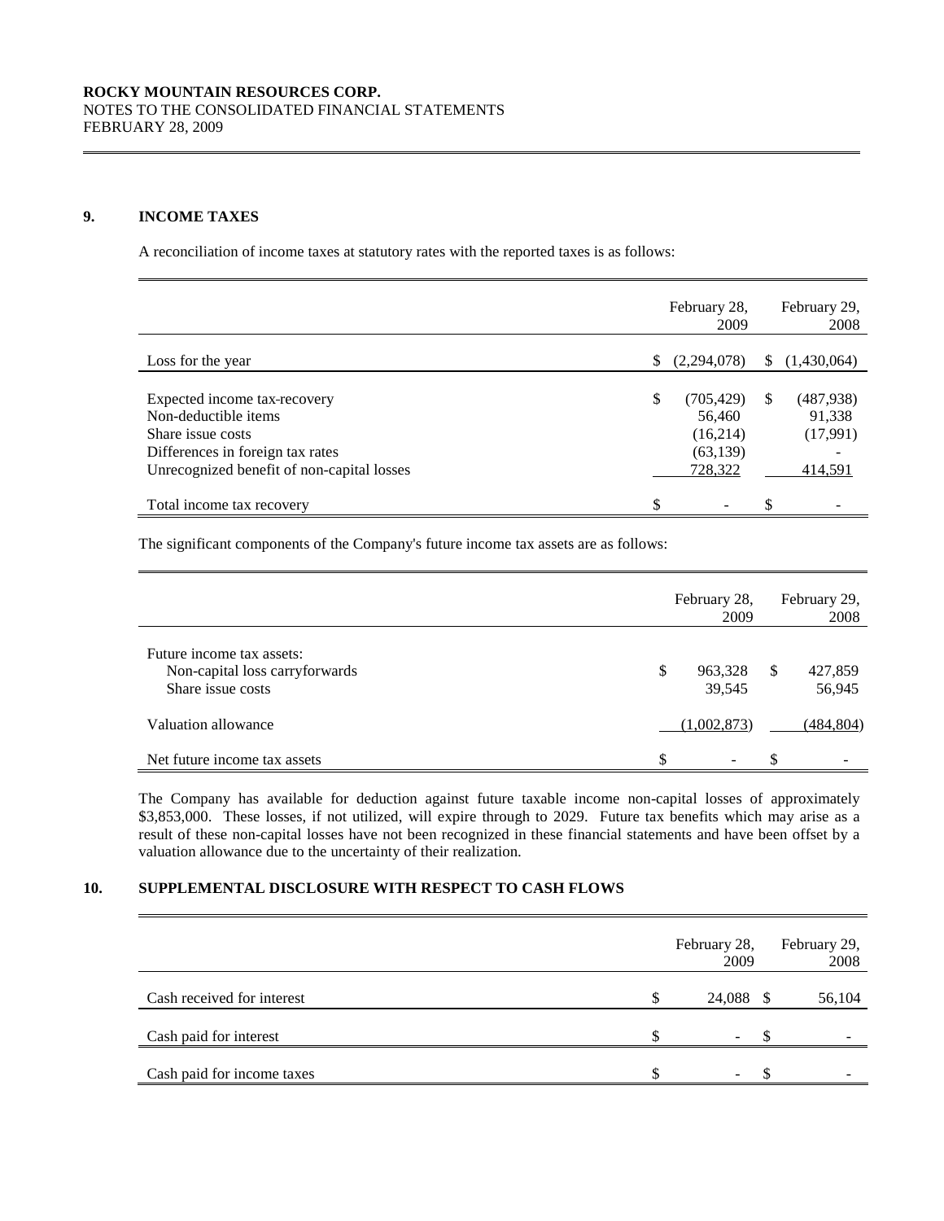## 9. INCOME TAXES

A reconciliation of income taxes at statutory rates with the reported taxes is as follows:

| | February 28, 2009 | February 29, 2008 |
|---|---|---|
| Loss for the year | $ (2,294,078) | $ (1,430,064) |
| Expected income tax-recovery | $ (705,429) | $ (487,938) |
| Non-deductible items | 56,460 | 91,338 |
| Share issue costs | (16,214) | (17,991) |
| Differences in foreign tax rates | (63,139) | - |
| Unrecognized benefit of non-capital losses | 728,322 | 414,591 |
| Total income tax recovery | $ - | $ - |

The significant components of the Company's future income tax assets are as follows:

| | February 28, 2009 | February 29, 2008 |
|---|---|---|
| Future income tax assets: | | |
| Non-capital loss carryforwards | $ 963,328 | $ 427,859 |
| Share issue costs | 39,545 | 56,945 |
| Valuation allowance | (1,002,873) | (484,804) |
| Net future income tax assets | $ - | $ - |

The Company has available for deduction against future taxable income non-capital losses of approximately $3,853,000. These losses, if not utilized, will expire through to 2029. Future tax benefits which may arise as a result of these non-capital losses have not been recognized in these financial statements and have been offset by a valuation allowance due to the uncertainty of their realization.

## 10. SUPPLEMENTAL DISCLOSURE WITH RESPECT TO CASH FLOWS

| | February 28, 2009 | February 29, 2008 |
|---|---|---|
| Cash received for interest | $ 24,088 | $ 56,104 |
| Cash paid for interest | $ - | $ - |
| Cash paid for income taxes | $ - | $ - |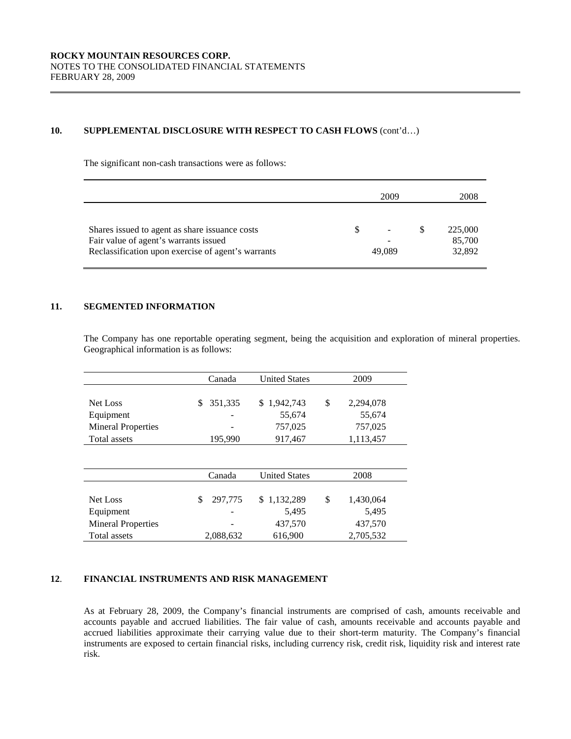## 10. SUPPLEMENTAL DISCLOSURE WITH RESPECT TO CASH FLOWS (cont'd…)

The significant non-cash transactions were as follows:

| | 2009 | 2008 |
|---|---|---|
| Shares issued to agent as share issuance costs | $ - | $ 225,000 |
| Fair value of agent's warrants issued | - | 85,700 |
| Reclassification upon exercise of agent's warrants | 49,089 | 32,892 |

## 11. SEGMENTED INFORMATION

The Company has one reportable operating segment, being the acquisition and exploration of mineral properties. Geographical information is as follows:

| | Canada | United States | 2009 |
|---|---|---|---|
| Net Loss | $ 351,335 | $ 1,942,743 | $ 2,294,078 |
| Equipment | - | 55,674 | 55,674 |
| Mineral Properties | - | 757,025 | 757,025 |
| Total assets | 195,990 | 917,467 | 1,113,457 |

| | Canada | United States | 2008 |
|---|---|---|---|
| Net Loss | $ 297,775 | $ 1,132,289 | $ 1,430,064 |
| Equipment | - | 5,495 | 5,495 |
| Mineral Properties | - | 437,570 | 437,570 |
| Total assets | 2,088,632 | 616,900 | 2,705,532 |

## 12. FINANCIAL INSTRUMENTS AND RISK MANAGEMENT

As at February 28, 2009, the Company's financial instruments are comprised of cash, amounts receivable and accounts payable and accrued liabilities. The fair value of cash, amounts receivable and accounts payable and accrued liabilities approximate their carrying value due to their short-term maturity. The Company's financial instruments are exposed to certain financial risks, including currency risk, credit risk, liquidity risk and interest rate risk.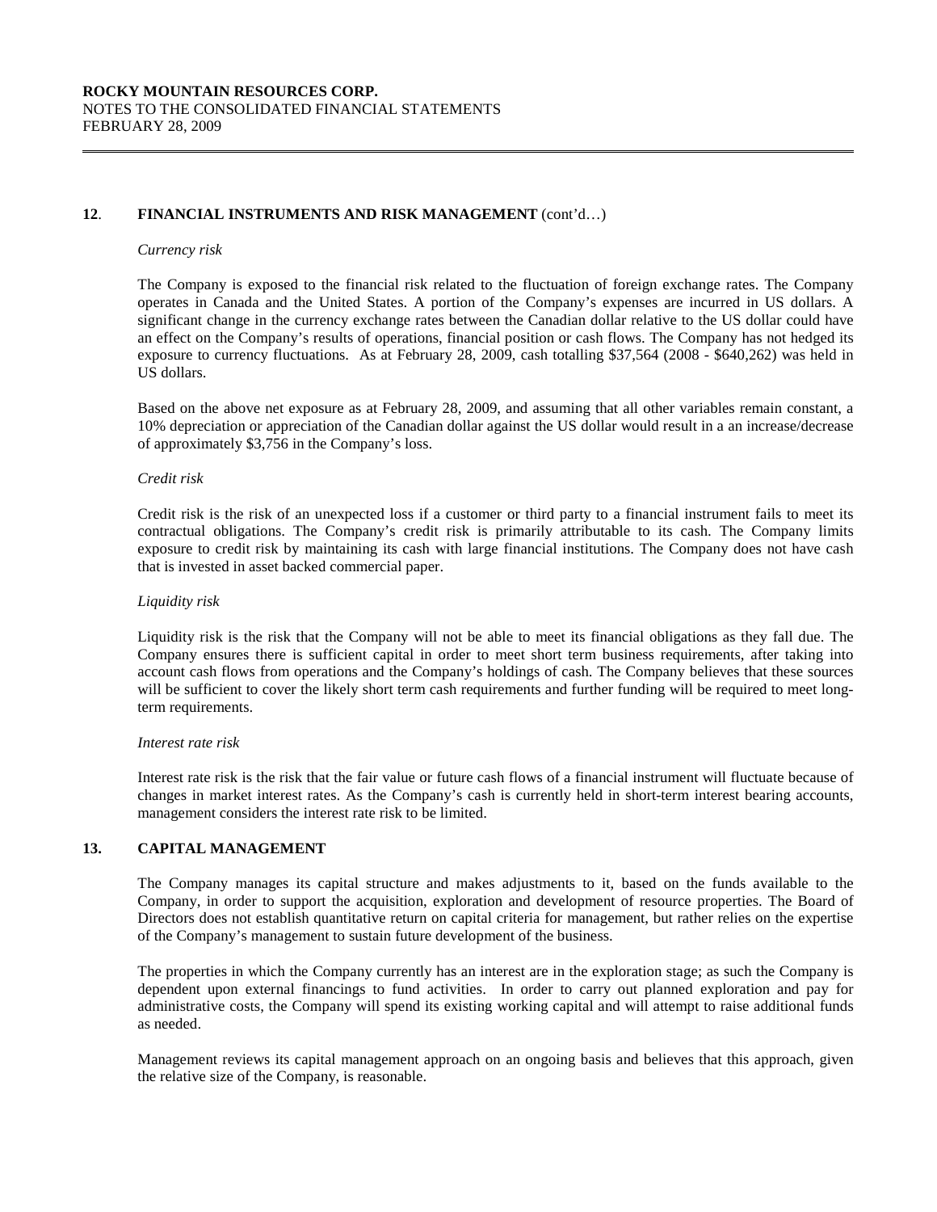## 12. FINANCIAL INSTRUMENTS AND RISK MANAGEMENT (cont'd…)

*Currency risk*

The Company is exposed to the financial risk related to the fluctuation of foreign exchange rates. The Company operates in Canada and the United States. A portion of the Company's expenses are incurred in US dollars. A significant change in the currency exchange rates between the Canadian dollar relative to the US dollar could have an effect on the Company's results of operations, financial position or cash flows. The Company has not hedged its exposure to currency fluctuations. As at February 28, 2009, cash totalling $37,564 (2008 - $640,262) was held in US dollars.

Based on the above net exposure as at February 28, 2009, and assuming that all other variables remain constant, a 10% depreciation or appreciation of the Canadian dollar against the US dollar would result in a an increase/decrease of approximately $3,756 in the Company's loss.

*Credit risk*

Credit risk is the risk of an unexpected loss if a customer or third party to a financial instrument fails to meet its contractual obligations. The Company's credit risk is primarily attributable to its cash. The Company limits exposure to credit risk by maintaining its cash with large financial institutions. The Company does not have cash that is invested in asset backed commercial paper.

*Liquidity risk*

Liquidity risk is the risk that the Company will not be able to meet its financial obligations as they fall due. The Company ensures there is sufficient capital in order to meet short term business requirements, after taking into account cash flows from operations and the Company's holdings of cash. The Company believes that these sources will be sufficient to cover the likely short term cash requirements and further funding will be required to meet long-term requirements.

*Interest rate risk*

Interest rate risk is the risk that the fair value or future cash flows of a financial instrument will fluctuate because of changes in market interest rates. As the Company's cash is currently held in short-term interest bearing accounts, management considers the interest rate risk to be limited.

## 13. CAPITAL MANAGEMENT

The Company manages its capital structure and makes adjustments to it, based on the funds available to the Company, in order to support the acquisition, exploration and development of resource properties. The Board of Directors does not establish quantitative return on capital criteria for management, but rather relies on the expertise of the Company's management to sustain future development of the business.

The properties in which the Company currently has an interest are in the exploration stage; as such the Company is dependent upon external financings to fund activities. In order to carry out planned exploration and pay for administrative costs, the Company will spend its existing working capital and will attempt to raise additional funds as needed.

Management reviews its capital management approach on an ongoing basis and believes that this approach, given the relative size of the Company, is reasonable.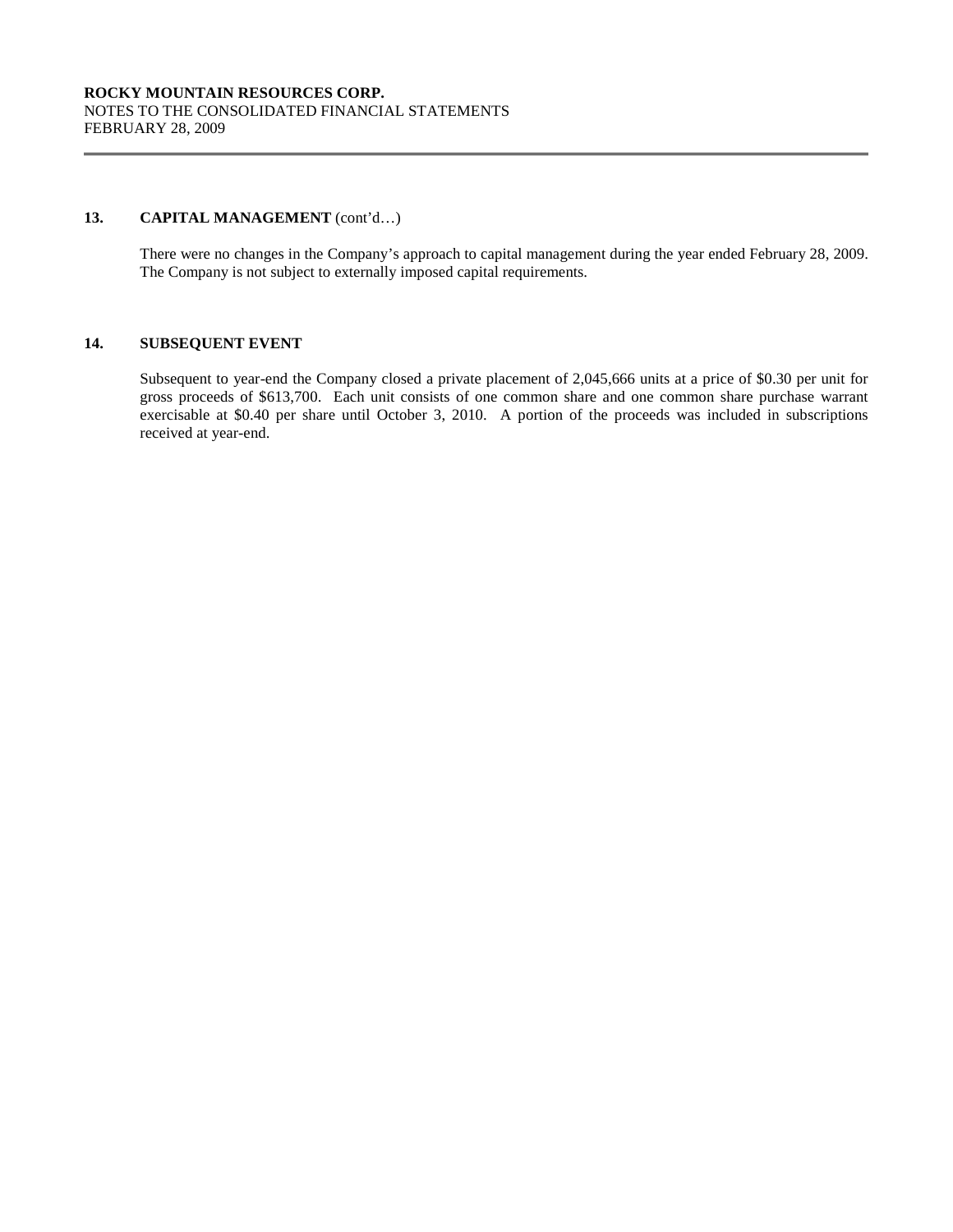## 13. CAPITAL MANAGEMENT (cont'd…)

There were no changes in the Company's approach to capital management during the year ended February 28, 2009. The Company is not subject to externally imposed capital requirements.

## 14. SUBSEQUENT EVENT

Subsequent to year-end the Company closed a private placement of 2,045,666 units at a price of $0.30 per unit for gross proceeds of $613,700. Each unit consists of one common share and one common share purchase warrant exercisable at $0.40 per share until October 3, 2010. A portion of the proceeds was included in subscriptions received at year-end.